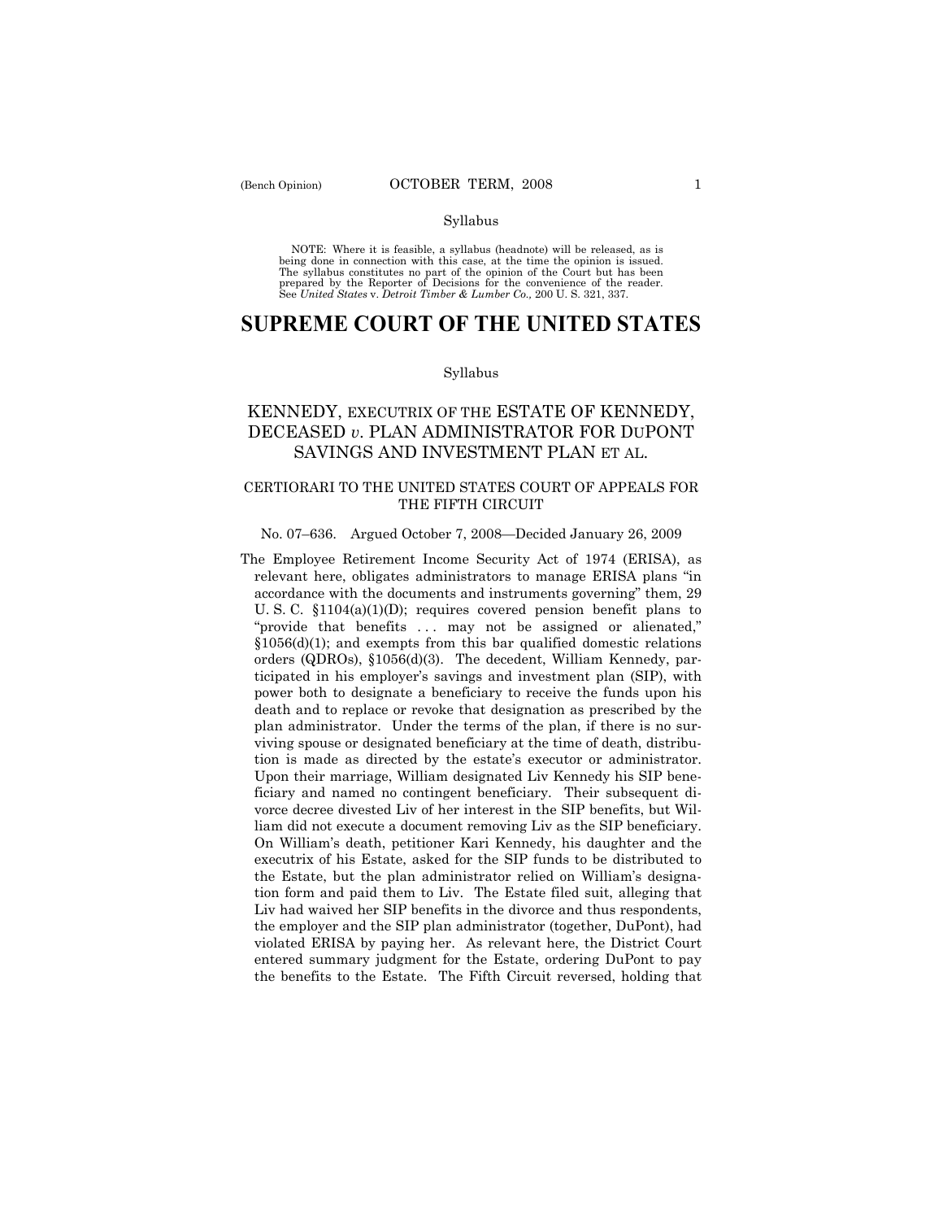Syllabus

NOTE: Where it is feasible, a syllabus (headnote) will be released, as is being done in connection with this case, at the time the opinion is issued. The syllabus constitutes no part of the opinion of the Court but has been prepared by the Reporter of Decisions for the convenience of the reader. See *United States* v. *Detroit Timber & Lumber Co.,* 200 U. S. 321, 337.

# SUPREME COURT OF THE UNITED STATES

Syllabus

## KENNEDY, EXECUTRIX OF THE ESTATE OF KENNEDY, DECEASED *v*. PLAN ADMINISTRATOR FOR DUPONT SAVINGS AND INVESTMENT PLAN ET AL.

### CERTIORARI TO THE UNITED STATES COURT OF APPEALS FOR THE FIFTH CIRCUIT

No. 07–636. Argued October 7, 2008—Decided January 26, 2009

The Employee Retirement Income Security Act of 1974 (ERISA), as relevant here, obligates administrators to manage ERISA plans "in accordance with the documents and instruments governing" them, 29 U. S. C. §1104(a)(1)(D); requires covered pension benefit plans to "provide that benefits . . . may not be assigned or alienated," §1056(d)(1); and exempts from this bar qualified domestic relations orders (QDROs), §1056(d)(3). The decedent, William Kennedy, participated in his employer's savings and investment plan (SIP), with power both to designate a beneficiary to receive the funds upon his death and to replace or revoke that designation as prescribed by the plan administrator. Under the terms of the plan, if there is no surviving spouse or designated beneficiary at the time of death, distribution is made as directed by the estate's executor or administrator. Upon their marriage, William designated Liv Kennedy his SIP beneficiary and named no contingent beneficiary. Their subsequent divorce decree divested Liv of her interest in the SIP benefits, but William did not execute a document removing Liv as the SIP beneficiary. On William's death, petitioner Kari Kennedy, his daughter and the executrix of his Estate, asked for the SIP funds to be distributed to the Estate, but the plan administrator relied on William's designation form and paid them to Liv. The Estate filed suit, alleging that Liv had waived her SIP benefits in the divorce and thus respondents, the employer and the SIP plan administrator (together, DuPont), had violated ERISA by paying her. As relevant here, the District Court entered summary judgment for the Estate, ordering DuPont to pay the benefits to the Estate. The Fifth Circuit reversed, holding that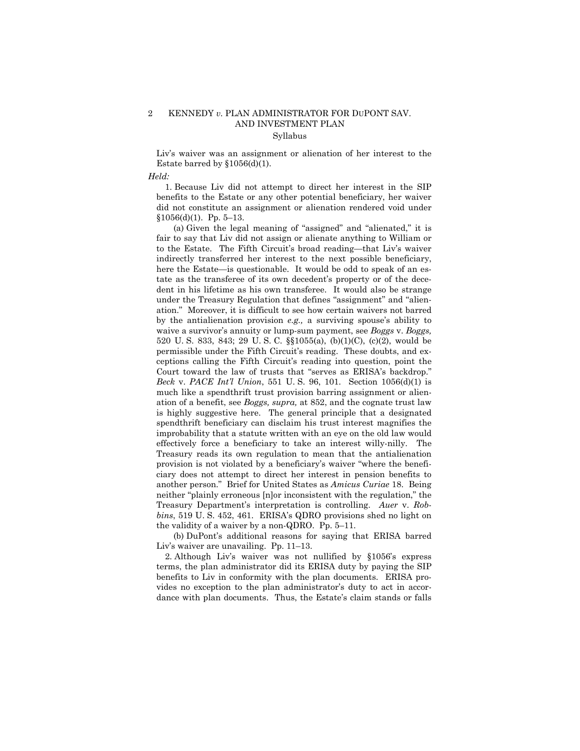Liv's waiver was an assignment or alienation of her interest to the Estate barred by §1056(d)(1).

*Held:*

1. Because Liv did not attempt to direct her interest in the SIP benefits to the Estate or any other potential beneficiary, her waiver did not constitute an assignment or alienation rendered void under §1056(d)(1). Pp. 5–13.

(a) Given the legal meaning of "assigned" and "alienated," it is fair to say that Liv did not assign or alienate anything to William or to the Estate. The Fifth Circuit's broad reading—that Liv's waiver indirectly transferred her interest to the next possible beneficiary, here the Estate—is questionable. It would be odd to speak of an estate as the transferee of its own decedent's property or of the decedent in his lifetime as his own transferee. It would also be strange under the Treasury Regulation that defines "assignment" and "alienation." Moreover, it is difficult to see how certain waivers not barred by the antialienation provision *e.g.,* a surviving spouse's ability to waive a survivor's annuity or lump-sum payment, see *Boggs* v. *Boggs,* 520 U. S. 833, 843; 29 U. S. C. §§1055(a), (b)(1)(C), (c)(2), would be permissible under the Fifth Circuit's reading. These doubts, and exceptions calling the Fifth Circuit's reading into question, point the Court toward the law of trusts that "serves as ERISA's backdrop." *Beck* v. *PACE Int'l Union*, 551 U. S. 96, 101. Section 1056(d)(1) is much like a spendthrift trust provision barring assignment or alienation of a benefit, see *Boggs, supra,* at 852, and the cognate trust law is highly suggestive here. The general principle that a designated spendthrift beneficiary can disclaim his trust interest magnifies the improbability that a statute written with an eye on the old law would effectively force a beneficiary to take an interest willy-nilly. The Treasury reads its own regulation to mean that the antialienation provision is not violated by a beneficiary's waiver "where the beneficiary does not attempt to direct her interest in pension benefits to another person." Brief for United States as *Amicus Curiae* 18. Being neither "plainly erroneous [n]or inconsistent with the regulation," the Treasury Department's interpretation is controlling. *Auer* v. *Robbins*, 519 U. S. 452, 461. ERISA's QDRO provisions shed no light on the validity of a waiver by a non-QDRO. Pp. 5–11.

(b) DuPont's additional reasons for saying that ERISA barred Liv's waiver are unavailing. Pp. 11–13.

2. Although Liv's waiver was not nullified by §1056's express terms, the plan administrator did its ERISA duty by paying the SIP benefits to Liv in conformity with the plan documents. ERISA provides no exception to the plan administrator's duty to act in accordance with plan documents. Thus, the Estate's claim stands or falls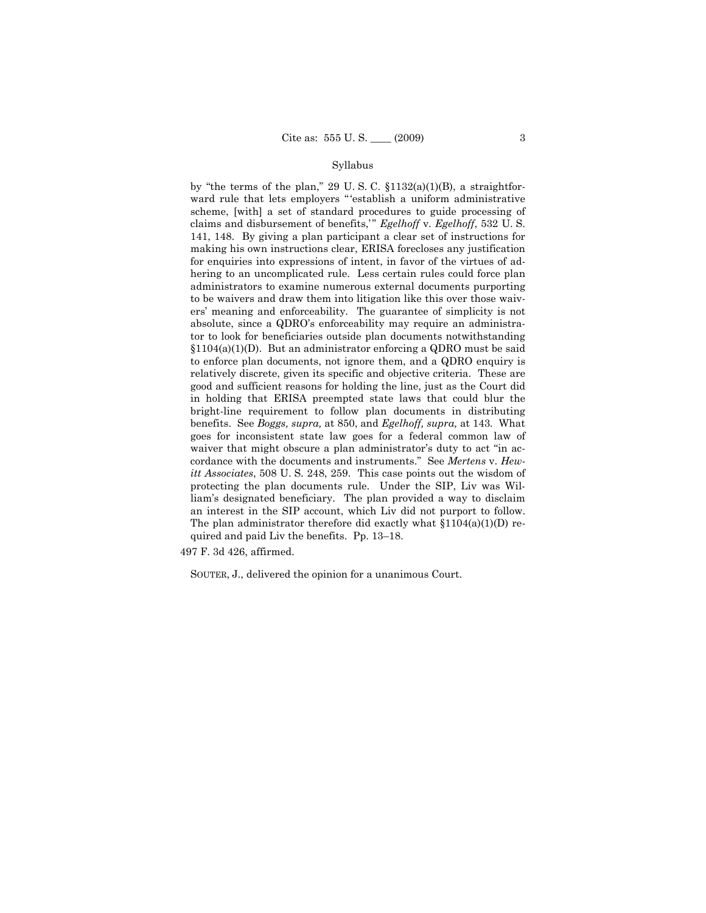by "the terms of the plan," 29 U. S. C. §1132(a)(1)(B), a straightforward rule that lets employers "'establish a uniform administrative scheme, [with] a set of standard procedures to guide processing of claims and disbursement of benefits,'" *Egelhoff* v. *Egelhoff*, 532 U. S. 141, 148. By giving a plan participant a clear set of instructions for making his own instructions clear, ERISA forecloses any justification for enquiries into expressions of intent, in favor of the virtues of adhering to an uncomplicated rule. Less certain rules could force plan administrators to examine numerous external documents purporting to be waivers and draw them into litigation like this over those waivers' meaning and enforceability. The guarantee of simplicity is not absolute, since a QDRO's enforceability may require an administrator to look for beneficiaries outside plan documents notwithstanding §1104(a)(1)(D). But an administrator enforcing a QDRO must be said to enforce plan documents, not ignore them, and a QDRO enquiry is relatively discrete, given its specific and objective criteria. These are good and sufficient reasons for holding the line, just as the Court did in holding that ERISA preempted state laws that could blur the bright-line requirement to follow plan documents in distributing benefits. See *Boggs, supra,* at 850, and *Egelhoff, supra,* at 143. What goes for inconsistent state law goes for a federal common law of waiver that might obscure a plan administrator's duty to act "in accordance with the documents and instruments." See *Mertens* v. *Hewitt Associates*, 508 U. S. 248, 259. This case points out the wisdom of protecting the plan documents rule. Under the SIP, Liv was William's designated beneficiary. The plan provided a way to disclaim an interest in the SIP account, which Liv did not purport to follow. The plan administrator therefore did exactly what §1104(a)(1)(D) required and paid Liv the benefits. Pp. 13–18.

497 F. 3d 426, affirmed.

SOUTER, J., delivered the opinion for a unanimous Court.